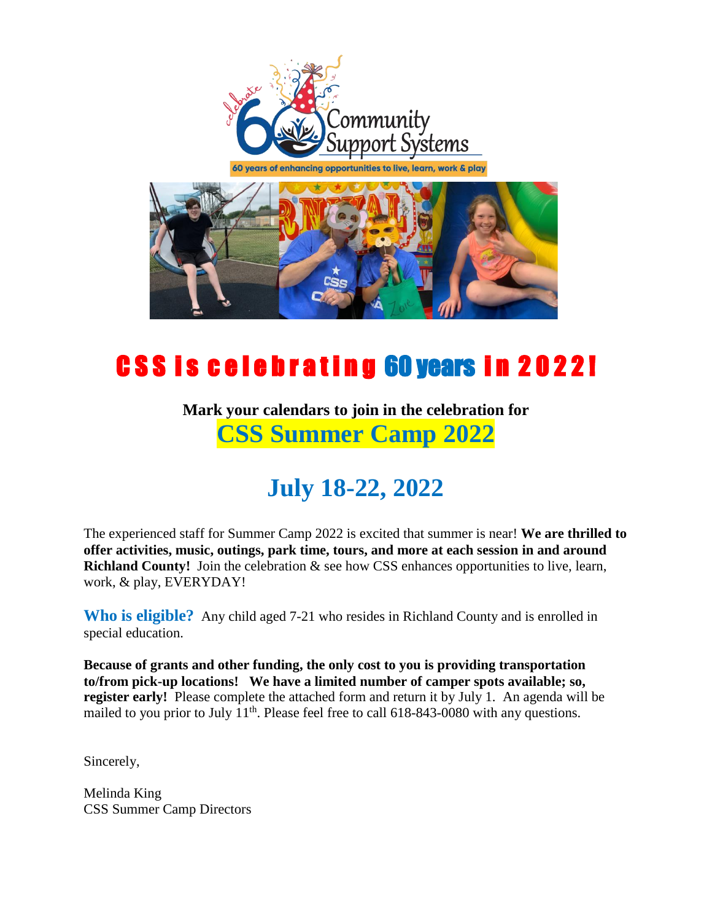celebrate 60 Community Support Systems

60 years of enhancing opportunities to live, learn, work & play

# CSS is celebrating 60 years in 2022!

**Mark your calendars to join in the celebration for**

## CSS Summer Camp 2022

## July 18-22, 2022

The experienced staff for Summer Camp 2022 is excited that summer is near! **We are thrilled to offer activities, music, outings, park time, tours, and more at each session in and around Richland County!** Join the celebration & see how CSS enhances opportunities to live, learn, work, & play, EVERYDAY!

**Who is eligible?** Any child aged 7-21 who resides in Richland County and is enrolled in special education.

**Because of grants and other funding, the only cost to you is providing transportation to/from pick-up locations! We have a limited number of camper spots available; so, register early!** Please complete the attached form and return it by July 1. An agenda will be mailed to you prior to July 11th. Please feel free to call 618-843-0080 with any questions.

Sincerely,

Melinda King
CSS Summer Camp Directors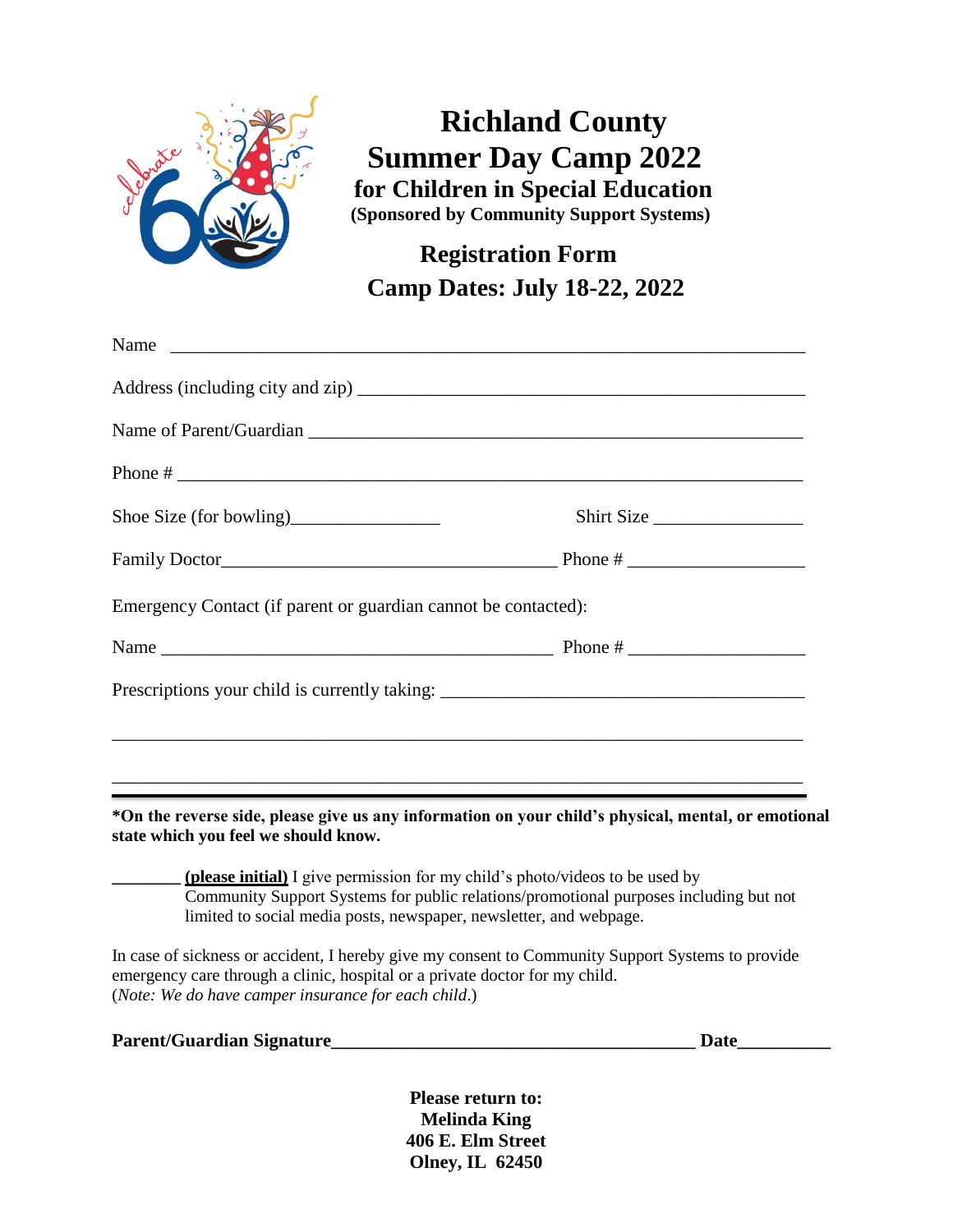# Richland County Summer Day Camp 2022

## for Children in Special Education

**(Sponsored by Community Support Systems)**

## Registration Form

## Camp Dates: July 18-22, 2022

Name ___________________________________________________________________

Address (including city and zip) _______________________________________________

Name of Parent/Guardian ____________________________________________________

Phone # _________________________________________________________________

Shoe Size (for bowling)_______________ Shirt Size _______________

Family Doctor___________________________________ Phone # __________________

Emergency Contact (if parent or guardian cannot be contacted):

Name __________________________________________ Phone # __________________

Prescriptions your child is currently taking: _____________________________________

_______________________________________________________________________

_______________________________________________________________________

**\*On the reverse side, please give us any information on your child's physical, mental, or emotional state which you feel we should know.**

_______ **(please initial)** I give permission for my child's photo/videos to be used by Community Support Systems for public relations/promotional purposes including but not limited to social media posts, newspaper, newsletter, and webpage.

In case of sickness or accident, I hereby give my consent to Community Support Systems to provide emergency care through a clinic, hospital or a private doctor for my child.
(*Note: We do have camper insurance for each child*.)

**Parent/Guardian Signature______________________________________ Date__________**

**Please return to:**
**Melinda King**
**406 E. Elm Street**
**Olney, IL 62450**